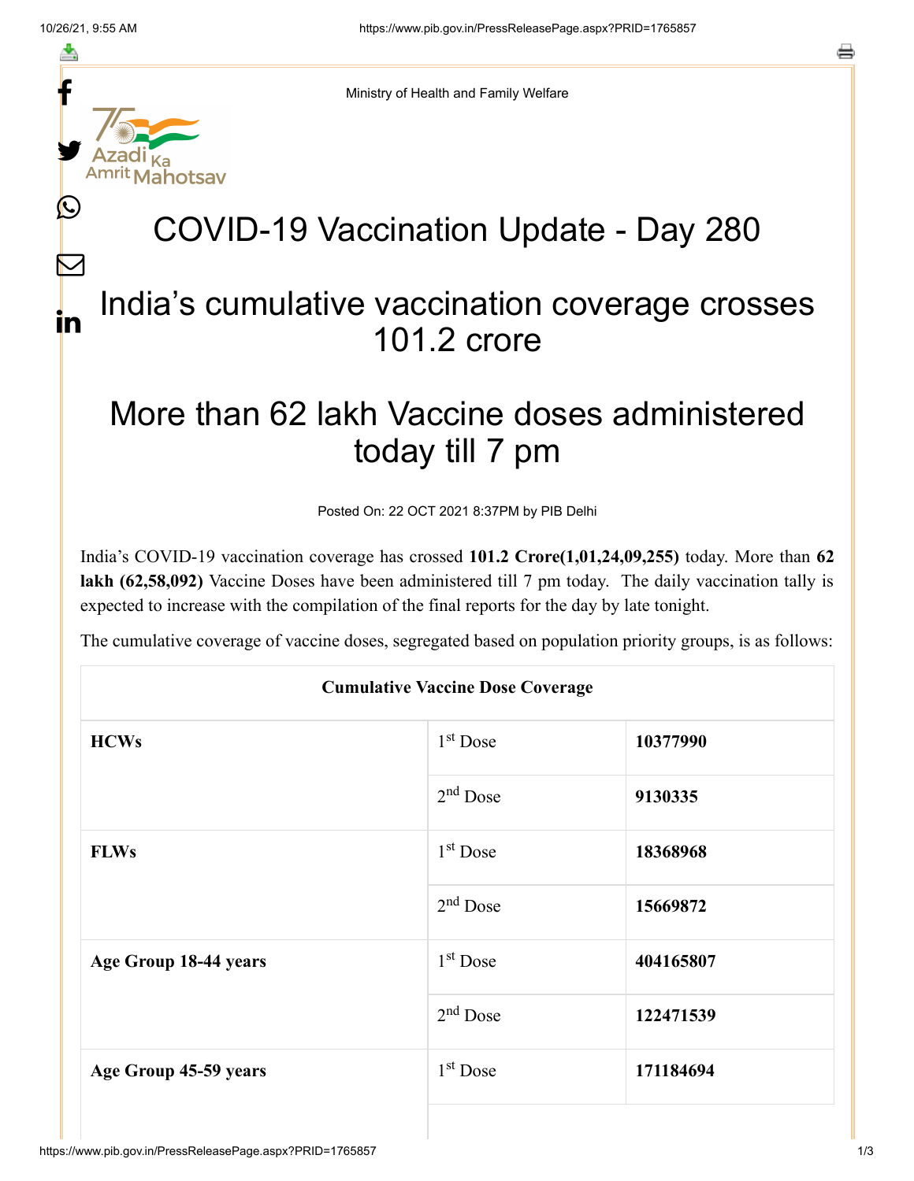Ministry of Health and Family Welfare

# COVID-19 Vaccination Update - Day 280

## India's cumulative vaccination coverage crosses 101.2 crore

## More than 62 lakh Vaccine doses administered today till 7 pm

Posted On: 22 OCT 2021 8:37PM by PIB Delhi

India's COVID-19 vaccination coverage has crossed **101.2 Crore(1,01,24,09,255)** today. More than **62 lakh (62,58,092)** Vaccine Doses have been administered till 7 pm today. The daily vaccination tally is expected to increase with the compilation of the final reports for the day by late tonight.

The cumulative coverage of vaccine doses, segregated based on population priority groups, is as follows:

| Cumulative Vaccine Dose Coverage | | |
|---|---|---|
| **HCWs** | 1st Dose | **10377990** |
| | 2nd Dose | **9130335** |
| **FLWs** | 1st Dose | **18368968** |
| | 2nd Dose | **15669872** |
| **Age Group 18-44 years** | 1st Dose | **404165807** |
| | 2nd Dose | **122471539** |
| **Age Group 45-59 years** | 1st Dose | **171184694** |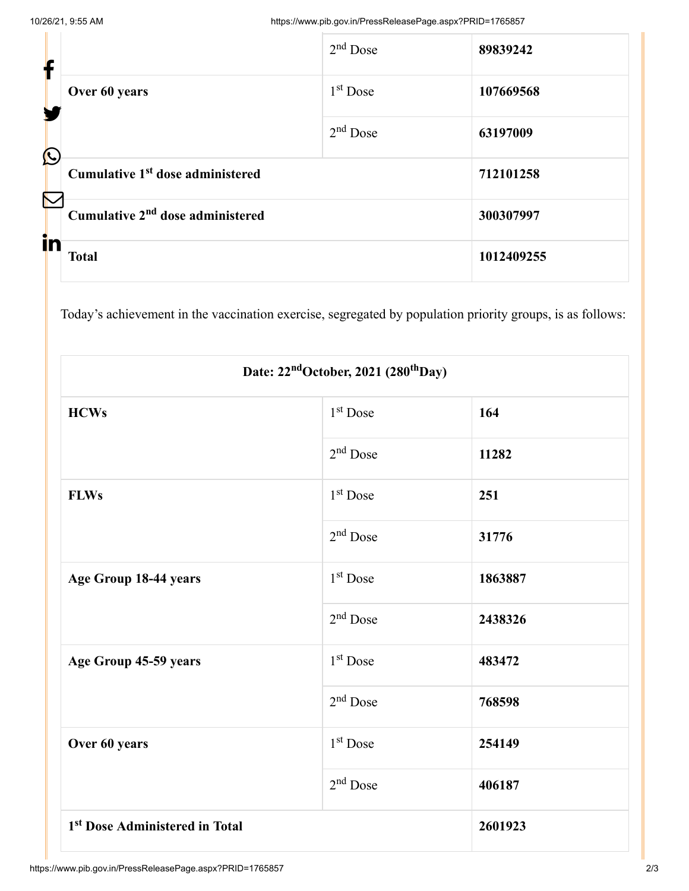|  |  |  |
| --- | --- | --- |
|  | 2nd Dose | **89839242** |
| **Over 60 years** | 1st Dose | **107669568** |
|  | 2nd Dose | **63197009** |
| **Cumulative 1st dose administered** |  | **712101258** |
| **Cumulative 2nd dose administered** |  | **300307997** |
| **Total** |  | **1012409255** |

Today's achievement in the vaccination exercise, segregated by population priority groups, is as follows:

| **Date: 22ndOctober, 2021 (280thDay)** | | |
| --- | --- | --- |
| **HCWs** | 1st Dose | **164** |
|  | 2nd Dose | **11282** |
| **FLWs** | 1st Dose | **251** |
|  | 2nd Dose | **31776** |
| **Age Group 18-44 years** | 1st Dose | **1863887** |
|  | 2nd Dose | **2438326** |
| **Age Group 45-59 years** | 1st Dose | **483472** |
|  | 2nd Dose | **768598** |
| **Over 60 years** | 1st Dose | **254149** |
|  | 2nd Dose | **406187** |
| **1st Dose Administered in Total** |  | **2601923** |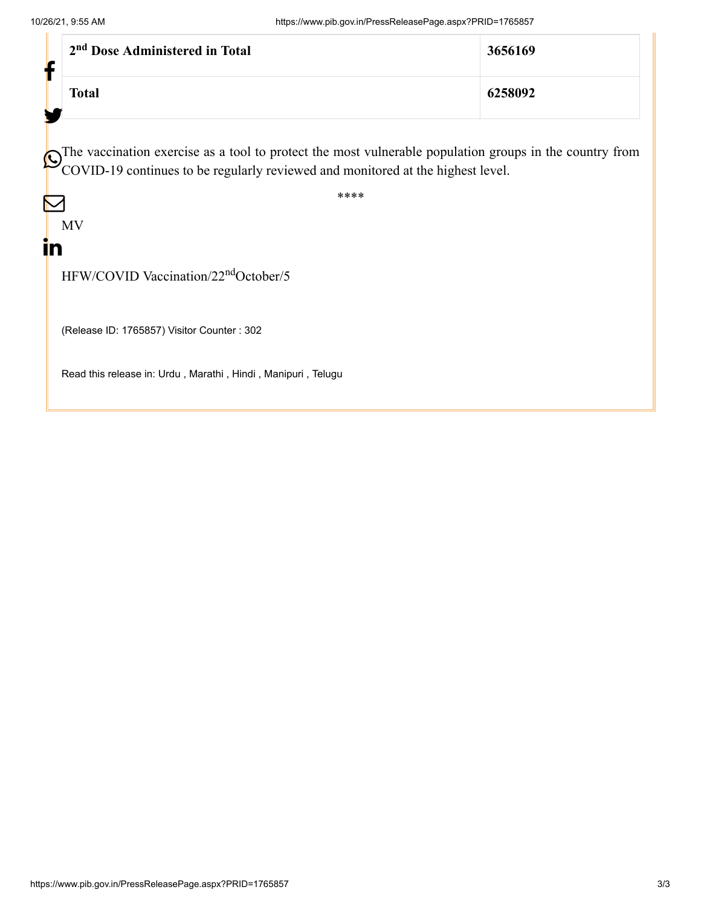| | |
|---|---|
| **2nd Dose Administered in Total** | **3656169** |
| **Total** | **6258092** |

The vaccination exercise as a tool to protect the most vulnerable population groups in the country from COVID-19 continues to be regularly reviewed and monitored at the highest level.

****

MV

HFW/COVID Vaccination/22nd October/5

(Release ID: 1765857) Visitor Counter : 302

Read this release in: Urdu , Marathi , Hindi , Manipuri , Telugu